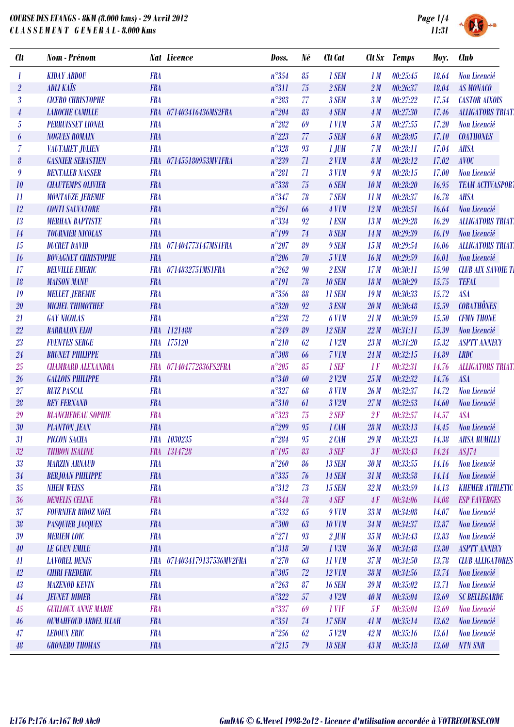**COURSE DES ETANGS - 8KM (8.000 kms) - 29 Avril 2012**
**C L A S S E M E N T  G E N E R A L - 8.000 Kms**

| Clt | Nom - Prénom | Nat | Licence | Doss. | Né | Clt Cat | Clt Sx | Temps | Moy. | Club |
|---|---|---|---|---|---|---|---|---|---|---|
| 1 | KIDAY ABDOU | FRA | | n°354 | 85 | 1 SEM | 1 M | 00:25:45 | 18.64 | Non Licencié |
| 2 | ADLI KAÏS | FRA | | n°311 | 75 | 2 SEM | 2 M | 00:26:37 | 18.04 | AS MONACO |
| 3 | CICERO CHRISTOPHE | FRA | | n°283 | 77 | 3 SEM | 3 M | 00:27:22 | 17.54 | CASTOR AIXOIS |
| 4 | LAROCHE CAMILLE | FRA | 071403416436MS2FRA | n°204 | 83 | 4 SEM | 4 M | 00:27:30 | 17.46 | ALLIGATORS TRIAT |
| 5 | PERRUISSET LIONEL | FRA | | n°282 | 69 | 1 V1M | 5 M | 00:27:55 | 17.20 | Non Licencié |
| 6 | NOGUES ROMAIN | FRA | | n°223 | 77 | 5 SEM | 6 M | 00:28:05 | 17.10 | COATHONES |
| 7 | VAUTARET JULIEN | FRA | | n°328 | 93 | 1 JUM | 7 M | 00:28:11 | 17.04 | AHSA |
| 8 | GASNIER SEBASTIEN | FRA | 071455180953MV1FRA | n°239 | 71 | 2 V1M | 8 M | 00:28:12 | 17.02 | AVOC |
| 9 | BENTALEB NASSER | FRA | | n°281 | 71 | 3 V1M | 9 M | 00:28:15 | 17.00 | Non Licencié |
| 10 | CHAUTEMPS OLIVIER | FRA | | n°338 | 75 | 6 SEM | 10 M | 00:28:20 | 16.95 | TEAM ACTIVASPORT |
| 11 | MONTAUZE JEREMIE | FRA | | n°347 | 78 | 7 SEM | 11 M | 00:28:37 | 16.78 | AHSA |
| 12 | CONTI SALVATORE | FRA | | n°261 | 66 | 4 V1M | 12 M | 00:28:51 | 16.64 | Non Licencié |
| 13 | MERHAN BAPTISTE | FRA | | n°334 | 92 | 1 ESM | 13 M | 00:29:28 | 16.29 | ALLIGATORS TRIAT |
| 14 | TOURNIER NICOLAS | FRA | | n°199 | 74 | 8 SEM | 14 M | 00:29:39 | 16.19 | Non Licencié |
| 15 | DUCRET DAVID | FRA | 071404773147MS1FRA | n°207 | 89 | 9 SEM | 15 M | 00:29:54 | 16.06 | ALLIGATORS TRIAT |
| 16 | BOVAGNET CHRISTOPHE | FRA | | n°206 | 70 | 5 V1M | 16 M | 00:29:59 | 16.01 | Non Licencié |
| 17 | BELVILLE EMERIC | FRA | 0714832751MS1FRA | n°262 | 90 | 2 ESM | 17 M | 00:30:11 | 15.90 | CLUB AIX SAVOIE T |
| 18 | MAISON MANU | FRA | | n°191 | 78 | 10 SEM | 18 M | 00:30:29 | 15.75 | TEFAL |
| 19 | MELLET JEREMIE | FRA | | n°356 | 88 | 11 SEM | 19 M | 00:30:33 | 15.72 | ASA |
| 20 | MICHEL THIMOTHEE | FRA | | n°320 | 92 | 3 ESM | 20 M | 00:30:48 | 15.59 | CORATHÔNES |
| 21 | GAY NICOLAS | FRA | | n°238 | 72 | 6 V1M | 21 M | 00:30:59 | 15.50 | CFMN THONE |
| 22 | BARRALON ELOI | FRA | 1121488 | n°249 | 89 | 12 SEM | 22 M | 00:31:11 | 15.39 | Non Licencié |
| 23 | FUENTES SERGE | FRA | 175120 | n°210 | 62 | 1 V2M | 23 M | 00:31:20 | 15.32 | ASPTT ANNECY |
| 24 | BRUNET PHILIPPE | FRA | | n°308 | 66 | 7 V1M | 24 M | 00:32:15 | 14.89 | LRDC |
| 25 | CHAMBARD ALEXANDRA | FRA | 071404772836FS2FRA | n°205 | 85 | 1 SEF | 1 F | 00:32:31 | 14.76 | ALLIGATORS TRIAT |
| 26 | GALLOIS PHILIPPE | FRA | | n°340 | 60 | 2 V2M | 25 M | 00:32:32 | 14.76 | ASA |
| 27 | RUIZ PASCAL | FRA | | n°327 | 68 | 8 V1M | 26 M | 00:32:37 | 14.72 | Non Licencié |
| 28 | REY FERNAND | FRA | | n°310 | 61 | 3 V2M | 27 M | 00:32:53 | 14.60 | Non Licencié |
| 29 | BLANCHEDEAU SOPHIE | FRA | | n°323 | 75 | 2 SEF | 2 F | 00:32:57 | 14.57 | ASA |
| 30 | PLANTON JEAN | FRA | | n°299 | 95 | 1 CAM | 28 M | 00:33:13 | 14.45 | Non Licencié |
| 31 | PICCON SACHA | FRA | 1030235 | n°284 | 95 | 2 CAM | 29 M | 00:33:23 | 14.38 | AHSA RUMILLY |
| 32 | THIBON ISALINE | FRA | 1314728 | n°195 | 83 | 3 SEF | 3 F | 00:33:43 | 14.24 | ASJ74 |
| 33 | MARZIN ARNAUD | FRA | | n°260 | 86 | 13 SEM | 30 M | 00:33:55 | 14.16 | Non Licencié |
| 34 | BERJOAN PHILIPPE | FRA | | n°335 | 76 | 14 SEM | 31 M | 00:33:58 | 14.14 | Non Licencié |
| 35 | NHEM WEISS | FRA | | n°312 | 73 | 15 SEM | 32 M | 00:33:59 | 14.13 | KHEMER ATHLETIC |
| 36 | DEMELIS CELINE | FRA | | n°344 | 78 | 4 SEF | 4 F | 00:34:06 | 14.08 | ESP FAVERGES |
| 37 | FOURNIER BIDOZ NOEL | FRA | | n°332 | 65 | 9 V1M | 33 M | 00:34:08 | 14.07 | Non Licencié |
| 38 | PASQUIER JACQUES | FRA | | n°300 | 63 | 10 V1M | 34 M | 00:34:37 | 13.87 | Non Licencié |
| 39 | MERIEM LOIC | FRA | | n°271 | 93 | 2 JUM | 35 M | 00:34:43 | 13.83 | Non Licencié |
| 40 | LE GUEN EMILE | FRA | | n°318 | 50 | 1 V3M | 36 M | 00:34:48 | 13.80 | ASPTT ANNECY |
| 41 | LAVOREL DENIS | FRA | 0714034179137536MV2FRA | n°270 | 63 | 11 V1M | 37 M | 00:34:50 | 13.78 | CLUB ALLIGATORES |
| 42 | CHIRI FREDERIC | FRA | | n°305 | 72 | 12 V1M | 38 M | 00:34:56 | 13.74 | Non Licencié |
| 43 | MAZENOD KEVIN | FRA | | n°263 | 87 | 16 SEM | 39 M | 00:35:02 | 13.71 | Non Licencié |
| 44 | JEUNET DIDIER | FRA | | n°322 | 57 | 4 V2M | 40 M | 00:35:04 | 13.69 | SC BELLEGARDE |
| 45 | GUILLOUX ANNE MARIE | FRA | | n°337 | 69 | 1 V1F | 5 F | 00:35:04 | 13.69 | Non Licencié |
| 46 | OUMAHFOUD ABDEL ILLAH | FRA | | n°351 | 74 | 17 SEM | 41 M | 00:35:14 | 13.62 | Non Licencié |
| 47 | LEDOUX ERIC | FRA | | n°256 | 62 | 5 V2M | 42 M | 00:35:16 | 13.61 | Non Licencié |
| 48 | GRONERO THOMAS | FRA | | n°215 | 79 | 18 SEM | 43 M | 00:35:18 | 13.60 | NTN SNR |

I:176 P:176 Ar:167 D:0 Ab:0

GmDAG © G.Mevel 1998-2012 - Licence d'utilisation accordée à VOTRECOURSE.COM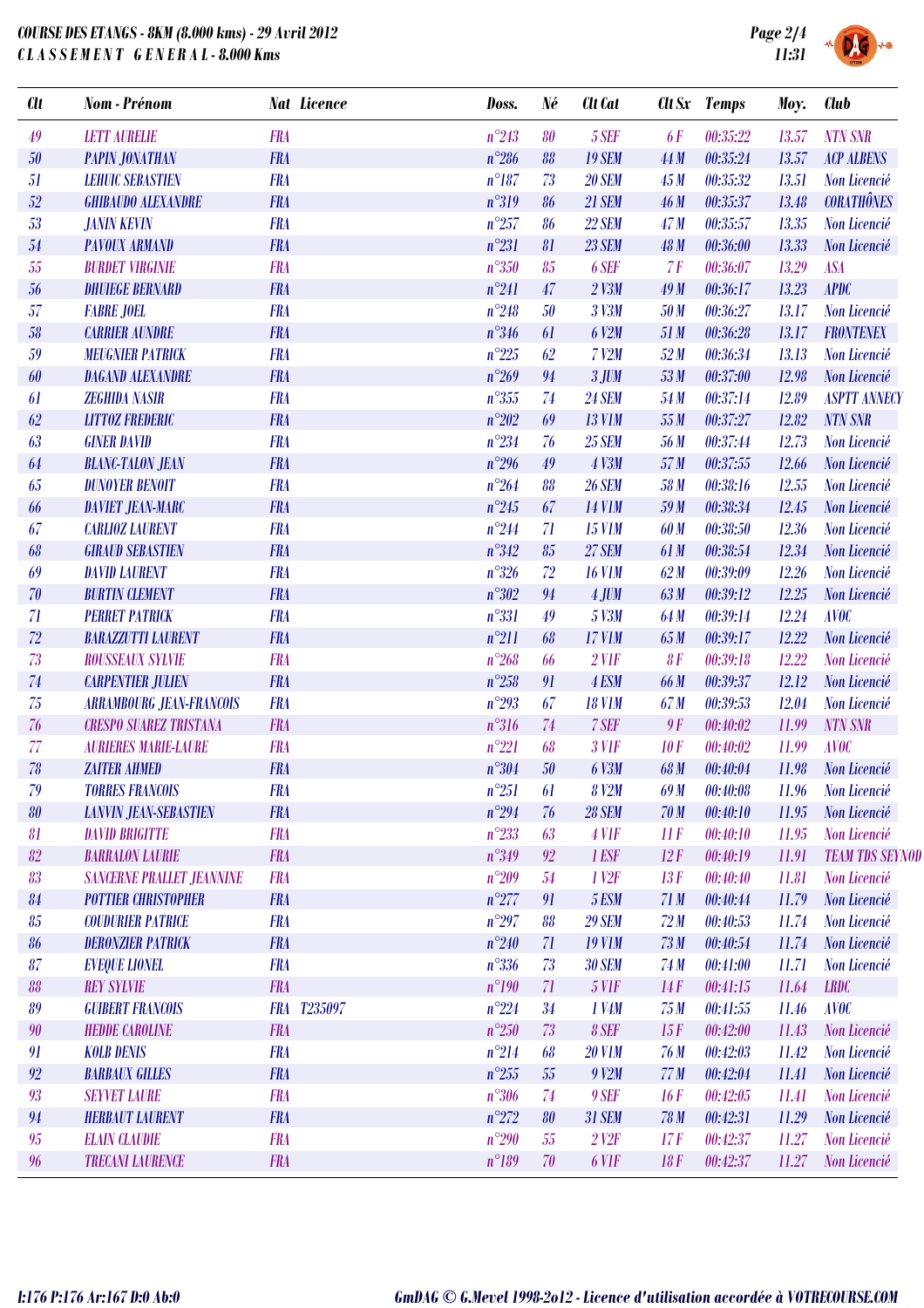# COURSE DES ETANGS - 8KM (8.000 kms) - 29 Avril 2012
## C L A S S E M E N T   G E N E R A L - 8.000 Kms

| Clt | Nom - Prénom | Nat | Licence | Doss. | Né | Clt Cat | Clt Sx | Temps | Moy. | Club |
|---|---|---|---|---|---|---|---|---|---|---|
| 49 | LETT AURELIE | FRA | | n°243 | 80 | 5 SEF | 6 F | 00:35:22 | 13.57 | NTN SNR |
| 50 | PAPIN JONATHAN | FRA | | n°286 | 88 | 19 SEM | 44 M | 00:35:24 | 13.57 | ACP ALBENS |
| 51 | LEHUIC SEBASTIEN | FRA | | n°187 | 73 | 20 SEM | 45 M | 00:35:32 | 13.51 | Non Licencié |
| 52 | GHIBAUDO ALEXANDRE | FRA | | n°319 | 86 | 21 SEM | 46 M | 00:35:37 | 13.48 | CORATHÔNES |
| 53 | JANIN KEVIN | FRA | | n°257 | 86 | 22 SEM | 47 M | 00:35:57 | 13.35 | Non Licencié |
| 54 | PAVOUX ARMAND | FRA | | n°231 | 81 | 23 SEM | 48 M | 00:36:00 | 13.33 | Non Licencié |
| 55 | BURDET VIRGINIE | FRA | | n°350 | 85 | 6 SEF | 7 F | 00:36:07 | 13.29 | ASA |
| 56 | DHUIEGE BERNARD | FRA | | n°241 | 47 | 2 V3M | 49 M | 00:36:17 | 13.23 | APDC |
| 57 | FABRE JOEL | FRA | | n°248 | 50 | 3 V3M | 50 M | 00:36:27 | 13.17 | Non Licencié |
| 58 | CARRIER AUNDRE | FRA | | n°346 | 61 | 6 V2M | 51 M | 00:36:28 | 13.17 | FRONTENEX |
| 59 | MEUGNIER PATRICK | FRA | | n°225 | 62 | 7 V2M | 52 M | 00:36:34 | 13.13 | Non Licencié |
| 60 | DAGAND ALEXANDRE | FRA | | n°269 | 94 | 3 JUM | 53 M | 00:37:00 | 12.98 | Non Licencié |
| 61 | ZEGHIDA NASIR | FRA | | n°355 | 74 | 24 SEM | 54 M | 00:37:14 | 12.89 | ASPTT ANNECY |
| 62 | LITTOZ FREDERIC | FRA | | n°202 | 69 | 13 V1M | 55 M | 00:37:27 | 12.82 | NTN SNR |
| 63 | GINER DAVID | FRA | | n°234 | 76 | 25 SEM | 56 M | 00:37:44 | 12.73 | Non Licencié |
| 64 | BLANC-TALON JEAN | FRA | | n°296 | 49 | 4 V3M | 57 M | 00:37:55 | 12.66 | Non Licencié |
| 65 | DUNOYER BENOIT | FRA | | n°264 | 88 | 26 SEM | 58 M | 00:38:16 | 12.55 | Non Licencié |
| 66 | DAVIET JEAN-MARC | FRA | | n°245 | 67 | 14 V1M | 59 M | 00:38:34 | 12.45 | Non Licencié |
| 67 | CARLIOZ LAURENT | FRA | | n°244 | 71 | 15 V1M | 60 M | 00:38:50 | 12.36 | Non Licencié |
| 68 | GIRAUD SEBASTIEN | FRA | | n°342 | 85 | 27 SEM | 61 M | 00:38:54 | 12.34 | Non Licencié |
| 69 | DAVID LAURENT | FRA | | n°326 | 72 | 16 V1M | 62 M | 00:39:09 | 12.26 | Non Licencié |
| 70 | BURTIN CLEMENT | FRA | | n°302 | 94 | 4 JUM | 63 M | 00:39:12 | 12.25 | Non Licencié |
| 71 | PERRET PATRICK | FRA | | n°331 | 49 | 5 V3M | 64 M | 00:39:14 | 12.24 | AVOC |
| 72 | BARAZZUTTI LAURENT | FRA | | n°211 | 68 | 17 V1M | 65 M | 00:39:17 | 12.22 | Non Licencié |
| 73 | ROUSSEAUX SYLVIE | FRA | | n°268 | 66 | 2 V1F | 8 F | 00:39:18 | 12.22 | Non Licencié |
| 74 | CARPENTIER JULIEN | FRA | | n°258 | 91 | 4 ESM | 66 M | 00:39:37 | 12.12 | Non Licencié |
| 75 | ARRAMBOURG JEAN-FRANCOIS | FRA | | n°293 | 67 | 18 V1M | 67 M | 00:39:53 | 12.04 | Non Licencié |
| 76 | CRESPO SUAREZ TRISTANA | FRA | | n°316 | 74 | 7 SEF | 9 F | 00:40:02 | 11.99 | NTN SNR |
| 77 | AURIERES MARIE-LAURE | FRA | | n°221 | 68 | 3 V1F | 10 F | 00:40:02 | 11.99 | AVOC |
| 78 | ZAITER AHMED | FRA | | n°304 | 50 | 6 V3M | 68 M | 00:40:04 | 11.98 | Non Licencié |
| 79 | TORRES FRANCOIS | FRA | | n°251 | 61 | 8 V2M | 69 M | 00:40:08 | 11.96 | Non Licencié |
| 80 | LANVIN JEAN-SEBASTIEN | FRA | | n°294 | 76 | 28 SEM | 70 M | 00:40:10 | 11.95 | Non Licencié |
| 81 | DAVID BRIGITTE | FRA | | n°233 | 63 | 4 V1F | 11 F | 00:40:10 | 11.95 | Non Licencié |
| 82 | BARRALON LAURIE | FRA | | n°349 | 92 | 1 ESF | 12 F | 00:40:19 | 11.91 | TEAM TDS SEYNOD |
| 83 | SANCERNE PRALLET JEANNINE | FRA | | n°209 | 54 | 1 V2F | 13 F | 00:40:40 | 11.81 | Non Licencié |
| 84 | POTTIER CHRISTOPHER | FRA | | n°277 | 91 | 5 ESM | 71 M | 00:40:44 | 11.79 | Non Licencié |
| 85 | COUDURIER PATRICE | FRA | | n°297 | 88 | 29 SEM | 72 M | 00:40:53 | 11.74 | Non Licencié |
| 86 | DERONZIER PATRICK | FRA | | n°240 | 71 | 19 V1M | 73 M | 00:40:54 | 11.74 | Non Licencié |
| 87 | EVEQUE LIONEL | FRA | | n°336 | 73 | 30 SEM | 74 M | 00:41:00 | 11.71 | Non Licencié |
| 88 | REY SYLVIE | FRA | | n°190 | 71 | 5 V1F | 14 F | 00:41:15 | 11.64 | LRDC |
| 89 | GUIBERT FRANCOIS | FRA | T235097 | n°224 | 34 | 1 V4M | 75 M | 00:41:55 | 11.46 | AVOC |
| 90 | HEDDE CAROLINE | FRA | | n°250 | 73 | 8 SEF | 15 F | 00:42:00 | 11.43 | Non Licencié |
| 91 | KOLB DENIS | FRA | | n°214 | 68 | 20 V1M | 76 M | 00:42:03 | 11.42 | Non Licencié |
| 92 | BARBAUX GILLES | FRA | | n°255 | 55 | 9 V2M | 77 M | 00:42:04 | 11.41 | Non Licencié |
| 93 | SEYVET LAURE | FRA | | n°306 | 74 | 9 SEF | 16 F | 00:42:05 | 11.41 | Non Licencié |
| 94 | HERBAUT LAURENT | FRA | | n°272 | 80 | 31 SEM | 78 M | 00:42:31 | 11.29 | Non Licencié |
| 95 | ELAIN CLAUDIE | FRA | | n°290 | 55 | 2 V2F | 17 F | 00:42:37 | 11.27 | Non Licencié |
| 96 | TRECANI LAURENCE | FRA | | n°189 | 70 | 6 V1F | 18 F | 00:42:37 | 11.27 | Non Licencié |

I:176 P:176 Ar:167 D:0 Ab:0

GmDAG © G.Mevel 1998-2o12 - Licence d'utilisation accordée à VOTRECOURSE.COM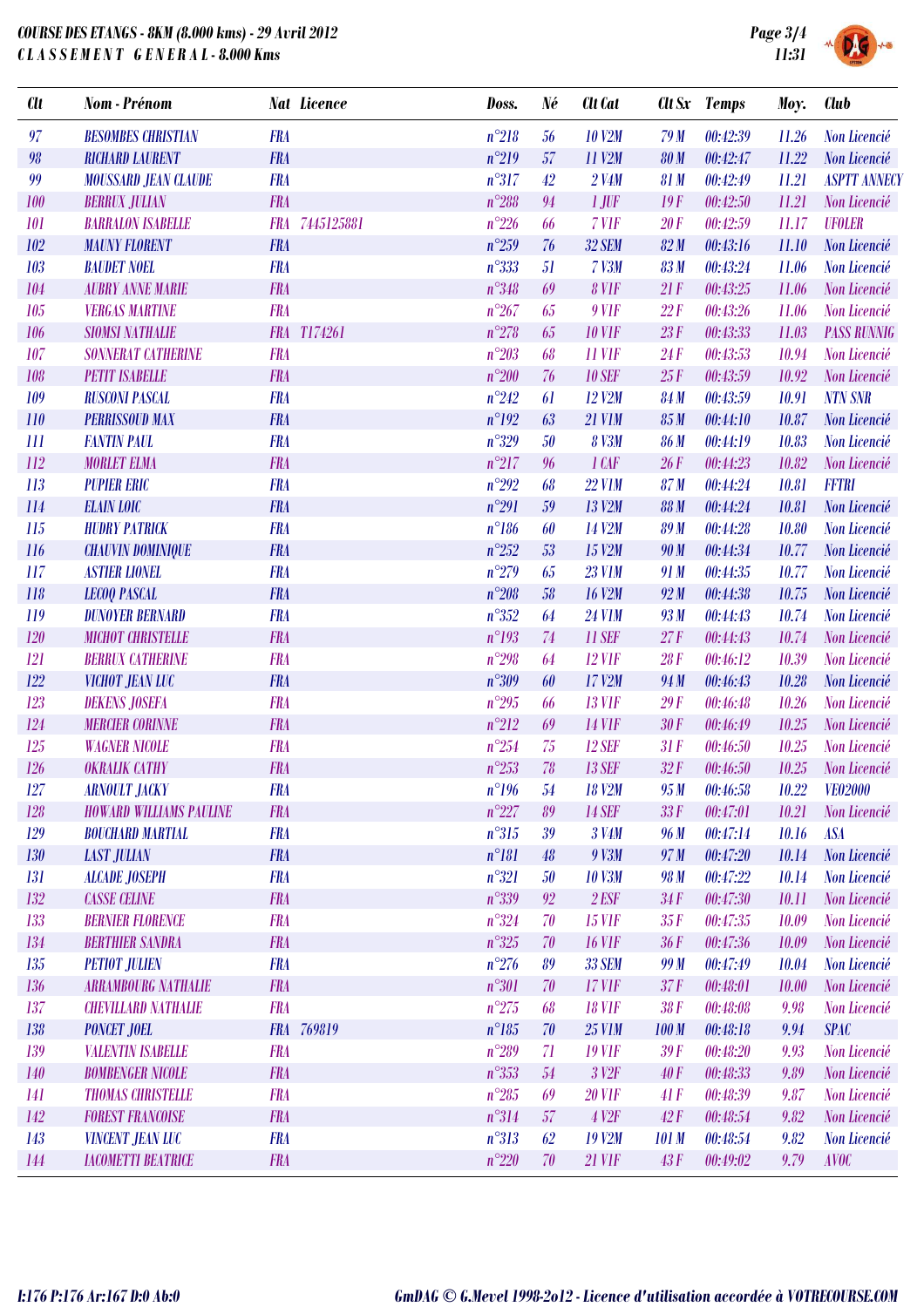# COURSE DES ETANGS - 8KM (8.000 kms) - 29 Avril 2012
## C L A S S E M E N T G E N E R A L - 8.000 Kms

| Clt | Nom - Prénom | Nat | Licence | Doss. | Né | Clt Cat | Clt Sx | Temps | Moy. | Club |
|---|---|---|---|---|---|---|---|---|---|---|
| 97 | BESOMBES CHRISTIAN | FRA | | n°218 | 56 | 10 V2M | 79 M | 00:42:39 | 11.26 | Non Licencié |
| 98 | RICHARD LAURENT | FRA | | n°219 | 57 | 11 V2M | 80 M | 00:42:47 | 11.22 | Non Licencié |
| 99 | MOUSSARD JEAN CLAUDE | FRA | | n°317 | 42 | 2 V4M | 81 M | 00:42:49 | 11.21 | ASPTT ANNECY |
| 100 | BERRUX JULIAN | FRA | | n°288 | 94 | 1 JUF | 19 F | 00:42:50 | 11.21 | Non Licencié |
| 101 | BARRALON ISABELLE | FRA | 7445125881 | n°226 | 66 | 7 V1F | 20 F | 00:42:59 | 11.17 | UFOLER |
| 102 | MAUNY FLORENT | FRA | | n°259 | 76 | 32 SEM | 82 M | 00:43:16 | 11.10 | Non Licencié |
| 103 | BAUDET NOEL | FRA | | n°333 | 51 | 7 V3M | 83 M | 00:43:24 | 11.06 | Non Licencié |
| 104 | AUBRY ANNE MARIE | FRA | | n°348 | 69 | 8 V1F | 21 F | 00:43:25 | 11.06 | Non Licencié |
| 105 | VERGAS MARTINE | FRA | | n°267 | 65 | 9 V1F | 22 F | 00:43:26 | 11.06 | Non Licencié |
| 106 | SIOMSI NATHALIE | FRA | T174261 | n°278 | 65 | 10 V1F | 23 F | 00:43:33 | 11.03 | PASS RUNNIG |
| 107 | SONNERAT CATHERINE | FRA | | n°203 | 68 | 11 V1F | 24 F | 00:43:53 | 10.94 | Non Licencié |
| 108 | PETIT ISABELLE | FRA | | n°200 | 76 | 10 SEF | 25 F | 00:43:59 | 10.92 | Non Licencié |
| 109 | RUSCONI PASCAL | FRA | | n°242 | 61 | 12 V2M | 84 M | 00:43:59 | 10.91 | NTN SNR |
| 110 | PERRISSOUD MAX | FRA | | n°192 | 63 | 21 V1M | 85 M | 00:44:10 | 10.87 | Non Licencié |
| 111 | FANTIN PAUL | FRA | | n°329 | 50 | 8 V3M | 86 M | 00:44:19 | 10.83 | Non Licencié |
| 112 | MORLET ELMA | FRA | | n°217 | 96 | 1 CAF | 26 F | 00:44:23 | 10.82 | Non Licencié |
| 113 | PUPIER ERIC | FRA | | n°292 | 68 | 22 V1M | 87 M | 00:44:24 | 10.81 | FFTRI |
| 114 | ELAIN LOIC | FRA | | n°291 | 59 | 13 V2M | 88 M | 00:44:24 | 10.81 | Non Licencié |
| 115 | HUDRY PATRICK | FRA | | n°186 | 60 | 14 V2M | 89 M | 00:44:28 | 10.80 | Non Licencié |
| 116 | CHAUVIN DOMINIQUE | FRA | | n°252 | 53 | 15 V2M | 90 M | 00:44:34 | 10.77 | Non Licencié |
| 117 | ASTIER LIONEL | FRA | | n°279 | 65 | 23 V1M | 91 M | 00:44:35 | 10.77 | Non Licencié |
| 118 | LECOQ PASCAL | FRA | | n°208 | 58 | 16 V2M | 92 M | 00:44:38 | 10.75 | Non Licencié |
| 119 | DUNOYER BERNARD | FRA | | n°352 | 64 | 24 V1M | 93 M | 00:44:43 | 10.74 | Non Licencié |
| 120 | MICHOT CHRISTELLE | FRA | | n°193 | 74 | 11 SEF | 27 F | 00:44:43 | 10.74 | Non Licencié |
| 121 | BERRUX CATHERINE | FRA | | n°298 | 64 | 12 V1F | 28 F | 00:46:12 | 10.39 | Non Licencié |
| 122 | VICHOT JEAN LUC | FRA | | n°309 | 60 | 17 V2M | 94 M | 00:46:43 | 10.28 | Non Licencié |
| 123 | DEKENS JOSEFA | FRA | | n°295 | 66 | 13 V1F | 29 F | 00:46:48 | 10.26 | Non Licencié |
| 124 | MERCIER CORINNE | FRA | | n°212 | 69 | 14 V1F | 30 F | 00:46:49 | 10.25 | Non Licencié |
| 125 | WAGNER NICOLE | FRA | | n°254 | 75 | 12 SEF | 31 F | 00:46:50 | 10.25 | Non Licencié |
| 126 | OKRALIK CATHY | FRA | | n°253 | 78 | 13 SEF | 32 F | 00:46:50 | 10.25 | Non Licencié |
| 127 | ARNOULT JACKY | FRA | | n°196 | 54 | 18 V2M | 95 M | 00:46:58 | 10.22 | VEO2000 |
| 128 | HOWARD WILLIAMS PAULINE | FRA | | n°227 | 89 | 14 SEF | 33 F | 00:47:01 | 10.21 | Non Licencié |
| 129 | BOUCHARD MARTIAL | FRA | | n°315 | 39 | 3 V4M | 96 M | 00:47:14 | 10.16 | ASA |
| 130 | LAST JULIAN | FRA | | n°181 | 48 | 9 V3M | 97 M | 00:47:20 | 10.14 | Non Licencié |
| 131 | ALCADE JOSEPH | FRA | | n°321 | 50 | 10 V3M | 98 M | 00:47:22 | 10.14 | Non Licencié |
| 132 | CASSE CELINE | FRA | | n°339 | 92 | 2 ESF | 34 F | 00:47:30 | 10.11 | Non Licencié |
| 133 | BERNIER FLORENCE | FRA | | n°324 | 70 | 15 V1F | 35 F | 00:47:35 | 10.09 | Non Licencié |
| 134 | BERTHIER SANDRA | FRA | | n°325 | 70 | 16 V1F | 36 F | 00:47:36 | 10.09 | Non Licencié |
| 135 | PETIOT JULIEN | FRA | | n°276 | 89 | 33 SEM | 99 M | 00:47:49 | 10.04 | Non Licencié |
| 136 | ARRAMBOURG NATHALIE | FRA | | n°301 | 70 | 17 V1F | 37 F | 00:48:01 | 10.00 | Non Licencié |
| 137 | CHEVILLARD NATHALIE | FRA | | n°275 | 68 | 18 V1F | 38 F | 00:48:08 | 9.98 | Non Licencié |
| 138 | PONCET JOEL | FRA | 769819 | n°185 | 70 | 25 V1M | 100 M | 00:48:18 | 9.94 | SPAC |
| 139 | VALENTIN ISABELLE | FRA | | n°289 | 71 | 19 V1F | 39 F | 00:48:20 | 9.93 | Non Licencié |
| 140 | BOMBENGER NICOLE | FRA | | n°353 | 54 | 3 V2F | 40 F | 00:48:33 | 9.89 | Non Licencié |
| 141 | THOMAS CHRISTELLE | FRA | | n°285 | 69 | 20 V1F | 41 F | 00:48:39 | 9.87 | Non Licencié |
| 142 | FOREST FRANCOISE | FRA | | n°314 | 57 | 4 V2F | 42 F | 00:48:54 | 9.82 | Non Licencié |
| 143 | VINCENT JEAN LUC | FRA | | n°313 | 62 | 19 V2M | 101 M | 00:48:54 | 9.82 | Non Licencié |
| 144 | IACOMETTI BEATRICE | FRA | | n°220 | 70 | 21 V1F | 43 F | 00:49:02 | 9.79 | AVOC |

I:176 P:176 Ar:167 D:0 Ab:0

GmDAG © G.Mevel 1998-2o12 - Licence d'utilisation accordée à VOTRECOURSE.COM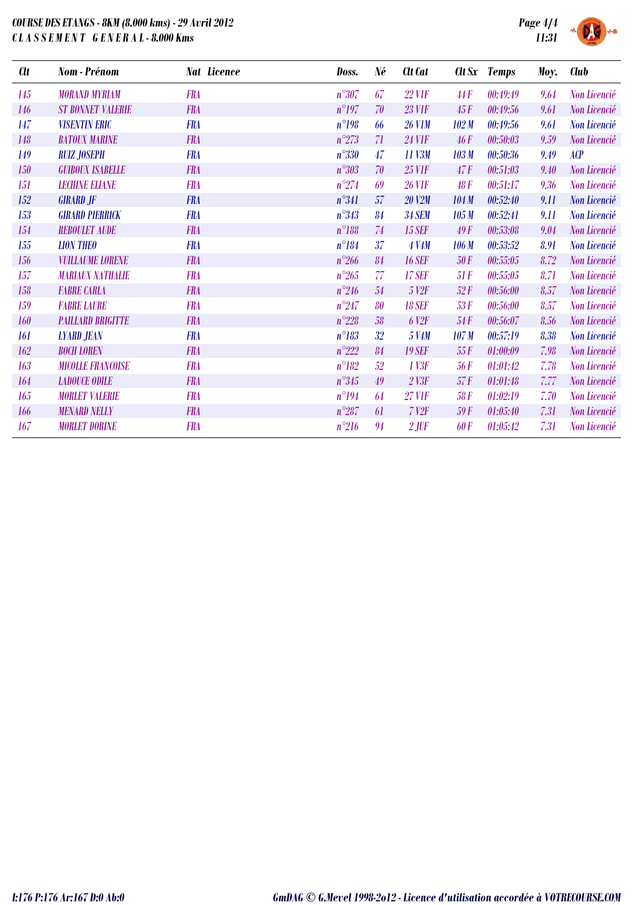**COURSE DES ETANGS - 8KM (8.000 kms) - 29 Avril 2012**
**CLASSEMENT GENERAL - 8.000 Kms**

| Clt | Nom - Prénom | Nat | Licence | Doss. | Né | Clt Cat | Clt Sx | Temps | Moy. | Club |
|---|---|---|---|---|---|---|---|---|---|---|
| 145 | MORAND MYRIAM | FRA | | n°307 | 67 | 22 V1F | 44 F | 00:49:49 | 9.64 | Non Licencié |
| 146 | ST BONNET VALERIE | FRA | | n°197 | 70 | 23 V1F | 45 F | 00:49:56 | 9.61 | Non Licencié |
| 147 | VISENTIN ERIC | FRA | | n°198 | 66 | 26 V1M | 102 M | 00:49:56 | 9.61 | Non Licencié |
| 148 | BATOUX MARINE | FRA | | n°273 | 71 | 24 V1F | 46 F | 00:50:03 | 9.59 | Non Licencié |
| 149 | RUIZ JOSEPH | FRA | | n°330 | 47 | 11 V3M | 103 M | 00:50:36 | 9.49 | ACP |
| 150 | GUIBOUX ISABELLE | FRA | | n°303 | 70 | 25 V1F | 47 F | 00:51:03 | 9.40 | Non Licencié |
| 151 | LECHINE ELIANE | FRA | | n°274 | 69 | 26 V1F | 48 F | 00:51:17 | 9.36 | Non Licencié |
| 152 | GIRARD JF | FRA | | n°341 | 57 | 20 V2M | 104 M | 00:52:40 | 9.11 | Non Licencié |
| 153 | GIRARD PIERRICK | FRA | | n°343 | 84 | 34 SEM | 105 M | 00:52:41 | 9.11 | Non Licencié |
| 154 | REBOULET AUDE | FRA | | n°188 | 74 | 15 SEF | 49 F | 00:53:08 | 9.04 | Non Licencié |
| 155 | LION THEO | FRA | | n°184 | 37 | 4 V4M | 106 M | 00:53:52 | 8.91 | Non Licencié |
| 156 | VUILLAUME LORENE | FRA | | n°266 | 84 | 16 SEF | 50 F | 00:55:05 | 8.72 | Non Licencié |
| 157 | MARIAUX NATHALIE | FRA | | n°265 | 77 | 17 SEF | 51 F | 00:55:05 | 8.71 | Non Licencié |
| 158 | FABRE CARLA | FRA | | n°246 | 54 | 5 V2F | 52 F | 00:56:00 | 8.57 | Non Licencié |
| 159 | FABRE LAURE | FRA | | n°247 | 80 | 18 SEF | 53 F | 00:56:00 | 8.57 | Non Licencié |
| 160 | PAILLARD BRIGITTE | FRA | | n°228 | 58 | 6 V2F | 54 F | 00:56:07 | 8.56 | Non Licencié |
| 161 | LYARD JEAN | FRA | | n°183 | 32 | 5 V4M | 107 M | 00:57:19 | 8.38 | Non Licencié |
| 162 | BOCH LOREN | FRA | | n°222 | 84 | 19 SEF | 55 F | 01:00:09 | 7.98 | Non Licencié |
| 163 | MICOLLE FRANCOISE | FRA | | n°182 | 52 | 1 V3F | 56 F | 01:01:42 | 7.78 | Non Licencié |
| 164 | LADOUCE ODILE | FRA | | n°345 | 49 | 2 V3F | 57 F | 01:01:48 | 7.77 | Non Licencié |
| 165 | MORLET VALERIE | FRA | | n°194 | 64 | 27 V1F | 58 F | 01:02:19 | 7.70 | Non Licencié |
| 166 | MENARD NELLY | FRA | | n°287 | 61 | 7 V2F | 59 F | 01:05:40 | 7.31 | Non Licencié |
| 167 | MORLET DORINE | FRA | | n°216 | 94 | 2 JUF | 60 F | 01:05:42 | 7.31 | Non Licencié |

I:176 P:176 Ar:167 D:0 Ab:0

GmDAG © G.Mevel 1998-2o12 - Licence d'utilisation accordée à VOTRECOURSE.COM